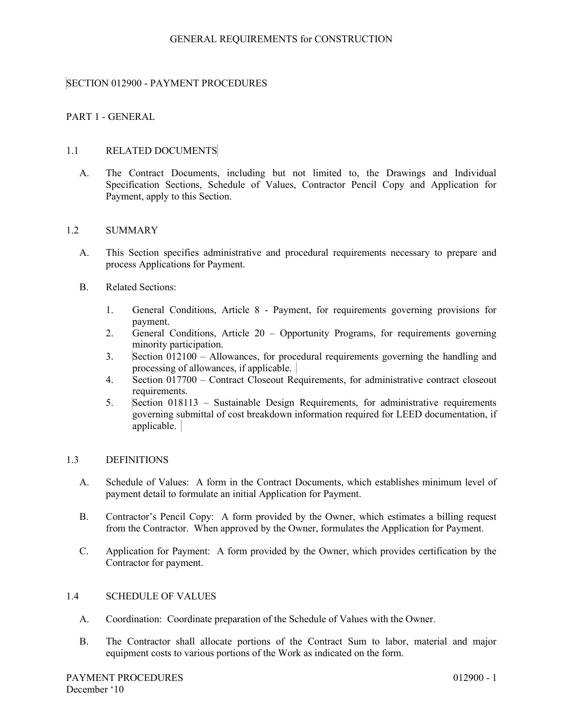# SECTION 012900 - PAYMENT PROCEDURES

## PART 1 - GENERAL

### 1.1 RELATED DOCUMENTS

A. The Contract Documents, including but not limited to, the Drawings and Individual Specification Sections, Schedule of Values, Contractor Pencil Copy and Application for Payment, apply to this Section.

### 1.2 SUMMARY

A. This Section specifies administrative and procedural requirements necessary to prepare and process Applications for Payment.

B. Related Sections:

1. General Conditions, Article 8 - Payment, for requirements governing provisions for payment.
2. General Conditions, Article 20 – Opportunity Programs, for requirements governing minority participation.
3. Section 012100 – Allowances, for procedural requirements governing the handling and processing of allowances, if applicable.
4. Section 017700 – Contract Closeout Requirements, for administrative contract closeout requirements.
5. Section 018113 – Sustainable Design Requirements, for administrative requirements governing submittal of cost breakdown information required for LEED documentation, if applicable.

### 1.3 DEFINITIONS

A. Schedule of Values: A form in the Contract Documents, which establishes minimum level of payment detail to formulate an initial Application for Payment.

B. Contractor's Pencil Copy: A form provided by the Owner, which estimates a billing request from the Contractor. When approved by the Owner, formulates the Application for Payment.

C. Application for Payment: A form provided by the Owner, which provides certification by the Contractor for payment.

### 1.4 SCHEDULE OF VALUES

A. Coordination: Coordinate preparation of the Schedule of Values with the Owner.

B. The Contractor shall allocate portions of the Contract Sum to labor, material and major equipment costs to various portions of the Work as indicated on the form.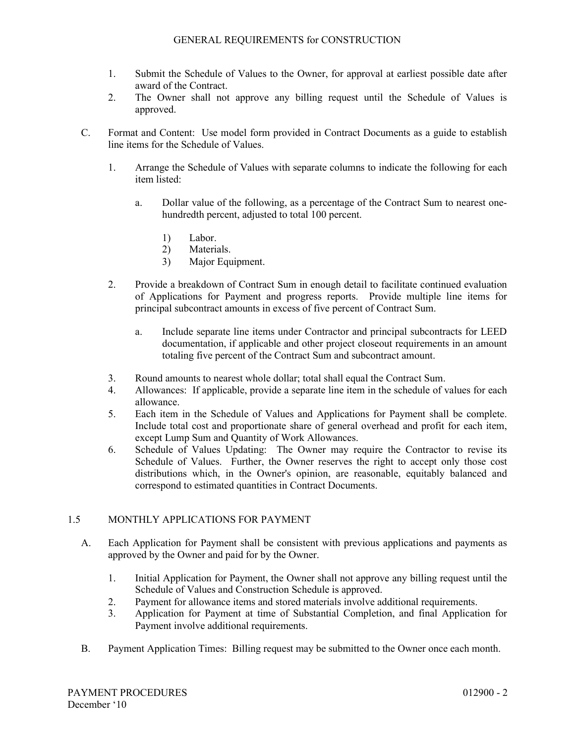1. Submit the Schedule of Values to the Owner, for approval at earliest possible date after award of the Contract.
2. The Owner shall not approve any billing request until the Schedule of Values is approved.

C. Format and Content: Use model form provided in Contract Documents as a guide to establish line items for the Schedule of Values.

1. Arrange the Schedule of Values with separate columns to indicate the following for each item listed:

   a. Dollar value of the following, as a percentage of the Contract Sum to nearest one-hundredth percent, adjusted to total 100 percent.

      1) Labor.
      2) Materials.
      3) Major Equipment.

2. Provide a breakdown of Contract Sum in enough detail to facilitate continued evaluation of Applications for Payment and progress reports. Provide multiple line items for principal subcontract amounts in excess of five percent of Contract Sum.

   a. Include separate line items under Contractor and principal subcontracts for LEED documentation, if applicable and other project closeout requirements in an amount totaling five percent of the Contract Sum and subcontract amount.

3. Round amounts to nearest whole dollar; total shall equal the Contract Sum.
4. Allowances: If applicable, provide a separate line item in the schedule of values for each allowance.
5. Each item in the Schedule of Values and Applications for Payment shall be complete. Include total cost and proportionate share of general overhead and profit for each item, except Lump Sum and Quantity of Work Allowances.
6. Schedule of Values Updating: The Owner may require the Contractor to revise its Schedule of Values. Further, the Owner reserves the right to accept only those cost distributions which, in the Owner's opinion, are reasonable, equitably balanced and correspond to estimated quantities in Contract Documents.

## 1.5 MONTHLY APPLICATIONS FOR PAYMENT

A. Each Application for Payment shall be consistent with previous applications and payments as approved by the Owner and paid for by the Owner.

1. Initial Application for Payment, the Owner shall not approve any billing request until the Schedule of Values and Construction Schedule is approved.
2. Payment for allowance items and stored materials involve additional requirements.
3. Application for Payment at time of Substantial Completion, and final Application for Payment involve additional requirements.

B. Payment Application Times: Billing request may be submitted to the Owner once each month.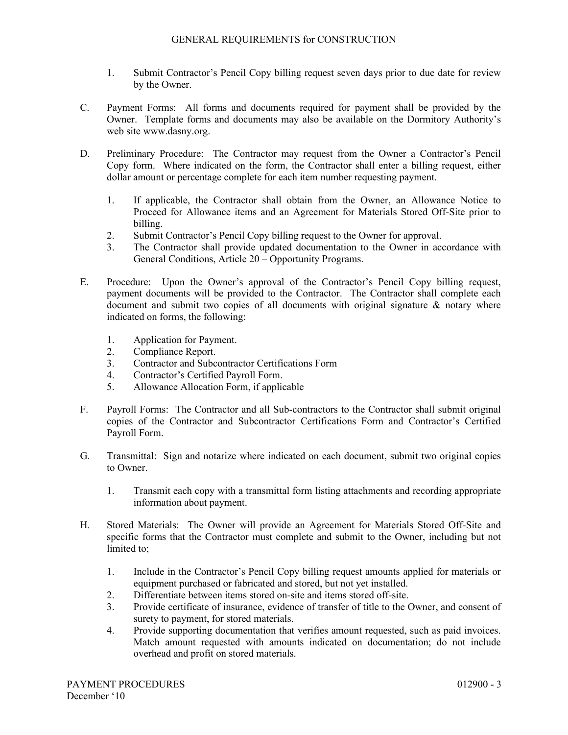1. Submit Contractor's Pencil Copy billing request seven days prior to due date for review by the Owner.

C. Payment Forms: All forms and documents required for payment shall be provided by the Owner. Template forms and documents may also be available on the Dormitory Authority's web site www.dasny.org.

D. Preliminary Procedure: The Contractor may request from the Owner a Contractor's Pencil Copy form. Where indicated on the form, the Contractor shall enter a billing request, either dollar amount or percentage complete for each item number requesting payment.

   1. If applicable, the Contractor shall obtain from the Owner, an Allowance Notice to Proceed for Allowance items and an Agreement for Materials Stored Off-Site prior to billing.
   2. Submit Contractor's Pencil Copy billing request to the Owner for approval.
   3. The Contractor shall provide updated documentation to the Owner in accordance with General Conditions, Article 20 – Opportunity Programs.

E. Procedure: Upon the Owner's approval of the Contractor's Pencil Copy billing request, payment documents will be provided to the Contractor. The Contractor shall complete each document and submit two copies of all documents with original signature & notary where indicated on forms, the following:

   1. Application for Payment.
   2. Compliance Report.
   3. Contractor and Subcontractor Certifications Form
   4. Contractor's Certified Payroll Form.
   5. Allowance Allocation Form, if applicable

F. Payroll Forms: The Contractor and all Sub-contractors to the Contractor shall submit original copies of the Contractor and Subcontractor Certifications Form and Contractor's Certified Payroll Form.

G. Transmittal: Sign and notarize where indicated on each document, submit two original copies to Owner.

   1. Transmit each copy with a transmittal form listing attachments and recording appropriate information about payment.

H. Stored Materials: The Owner will provide an Agreement for Materials Stored Off-Site and specific forms that the Contractor must complete and submit to the Owner, including but not limited to;

   1. Include in the Contractor's Pencil Copy billing request amounts applied for materials or equipment purchased or fabricated and stored, but not yet installed.
   2. Differentiate between items stored on-site and items stored off-site.
   3. Provide certificate of insurance, evidence of transfer of title to the Owner, and consent of surety to payment, for stored materials.
   4. Provide supporting documentation that verifies amount requested, such as paid invoices. Match amount requested with amounts indicated on documentation; do not include overhead and profit on stored materials.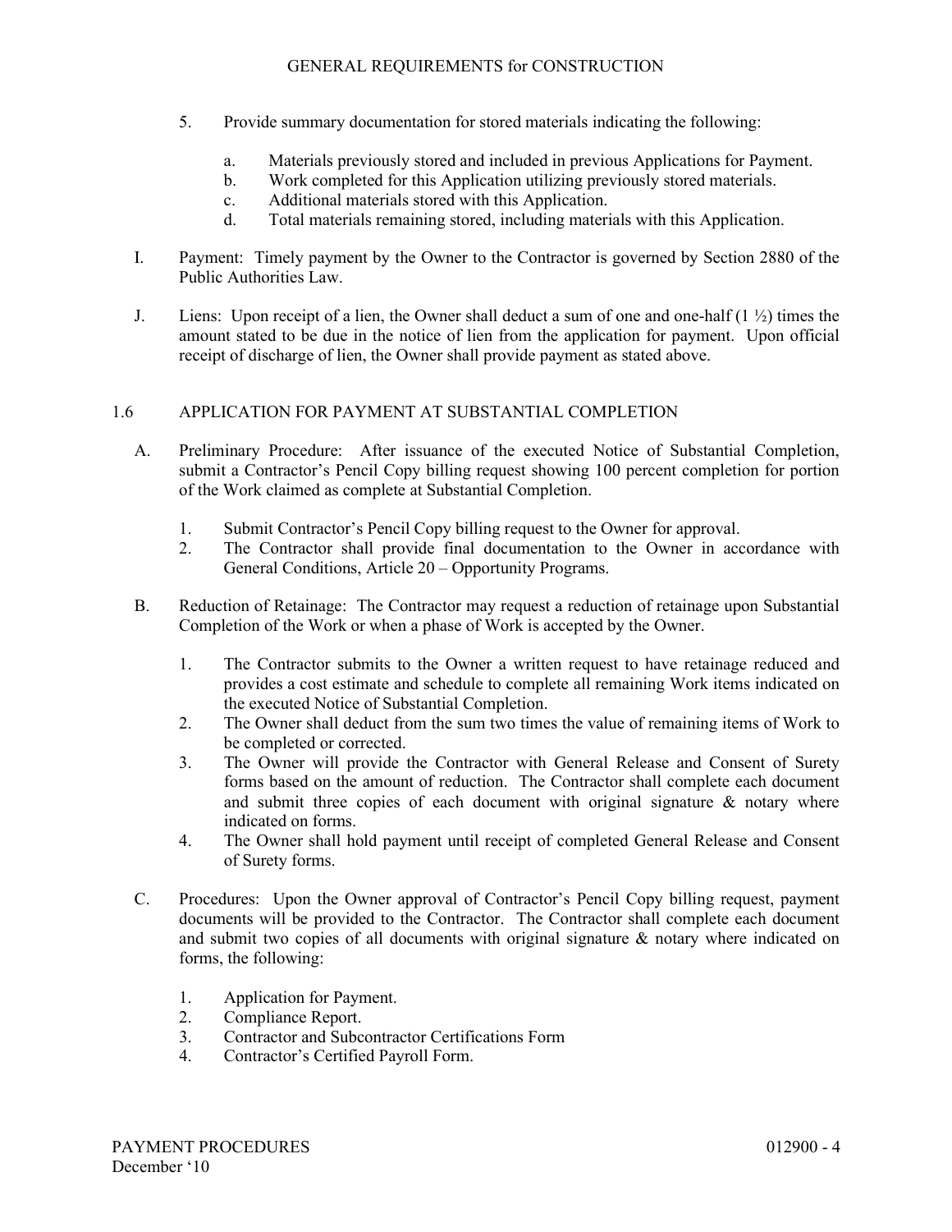5. Provide summary documentation for stored materials indicating the following:

   a. Materials previously stored and included in previous Applications for Payment.
   b. Work completed for this Application utilizing previously stored materials.
   c. Additional materials stored with this Application.
   d. Total materials remaining stored, including materials with this Application.

I. Payment: Timely payment by the Owner to the Contractor is governed by Section 2880 of the Public Authorities Law.

J. Liens: Upon receipt of a lien, the Owner shall deduct a sum of one and one-half (1 ½) times the amount stated to be due in the notice of lien from the application for payment. Upon official receipt of discharge of lien, the Owner shall provide payment as stated above.

## 1.6 APPLICATION FOR PAYMENT AT SUBSTANTIAL COMPLETION

A. Preliminary Procedure: After issuance of the executed Notice of Substantial Completion, submit a Contractor's Pencil Copy billing request showing 100 percent completion for portion of the Work claimed as complete at Substantial Completion.

   1. Submit Contractor's Pencil Copy billing request to the Owner for approval.
   2. The Contractor shall provide final documentation to the Owner in accordance with General Conditions, Article 20 – Opportunity Programs.

B. Reduction of Retainage: The Contractor may request a reduction of retainage upon Substantial Completion of the Work or when a phase of Work is accepted by the Owner.

   1. The Contractor submits to the Owner a written request to have retainage reduced and provides a cost estimate and schedule to complete all remaining Work items indicated on the executed Notice of Substantial Completion.
   2. The Owner shall deduct from the sum two times the value of remaining items of Work to be completed or corrected.
   3. The Owner will provide the Contractor with General Release and Consent of Surety forms based on the amount of reduction. The Contractor shall complete each document and submit three copies of each document with original signature & notary where indicated on forms.
   4. The Owner shall hold payment until receipt of completed General Release and Consent of Surety forms.

C. Procedures: Upon the Owner approval of Contractor's Pencil Copy billing request, payment documents will be provided to the Contractor. The Contractor shall complete each document and submit two copies of all documents with original signature & notary where indicated on forms, the following:

   1. Application for Payment.
   2. Compliance Report.
   3. Contractor and Subcontractor Certifications Form
   4. Contractor's Certified Payroll Form.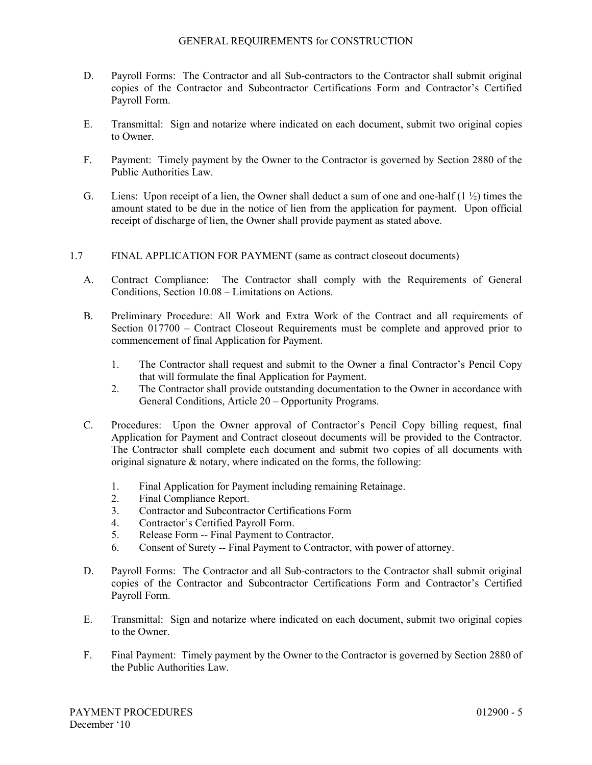D. Payroll Forms: The Contractor and all Sub-contractors to the Contractor shall submit original copies of the Contractor and Subcontractor Certifications Form and Contractor's Certified Payroll Form.

E. Transmittal: Sign and notarize where indicated on each document, submit two original copies to Owner.

F. Payment: Timely payment by the Owner to the Contractor is governed by Section 2880 of the Public Authorities Law.

G. Liens: Upon receipt of a lien, the Owner shall deduct a sum of one and one-half (1 ½) times the amount stated to be due in the notice of lien from the application for payment. Upon official receipt of discharge of lien, the Owner shall provide payment as stated above.

## 1.7 FINAL APPLICATION FOR PAYMENT (same as contract closeout documents)

A. Contract Compliance: The Contractor shall comply with the Requirements of General Conditions, Section 10.08 – Limitations on Actions.

B. Preliminary Procedure: All Work and Extra Work of the Contract and all requirements of Section 017700 – Contract Closeout Requirements must be complete and approved prior to commencement of final Application for Payment.

1. The Contractor shall request and submit to the Owner a final Contractor's Pencil Copy that will formulate the final Application for Payment.
2. The Contractor shall provide outstanding documentation to the Owner in accordance with General Conditions, Article 20 – Opportunity Programs.

C. Procedures: Upon the Owner approval of Contractor's Pencil Copy billing request, final Application for Payment and Contract closeout documents will be provided to the Contractor. The Contractor shall complete each document and submit two copies of all documents with original signature & notary, where indicated on the forms, the following:

1. Final Application for Payment including remaining Retainage.
2. Final Compliance Report.
3. Contractor and Subcontractor Certifications Form
4. Contractor's Certified Payroll Form.
5. Release Form -- Final Payment to Contractor.
6. Consent of Surety -- Final Payment to Contractor, with power of attorney.

D. Payroll Forms: The Contractor and all Sub-contractors to the Contractor shall submit original copies of the Contractor and Subcontractor Certifications Form and Contractor's Certified Payroll Form.

E. Transmittal: Sign and notarize where indicated on each document, submit two original copies to the Owner.

F. Final Payment: Timely payment by the Owner to the Contractor is governed by Section 2880 of the Public Authorities Law.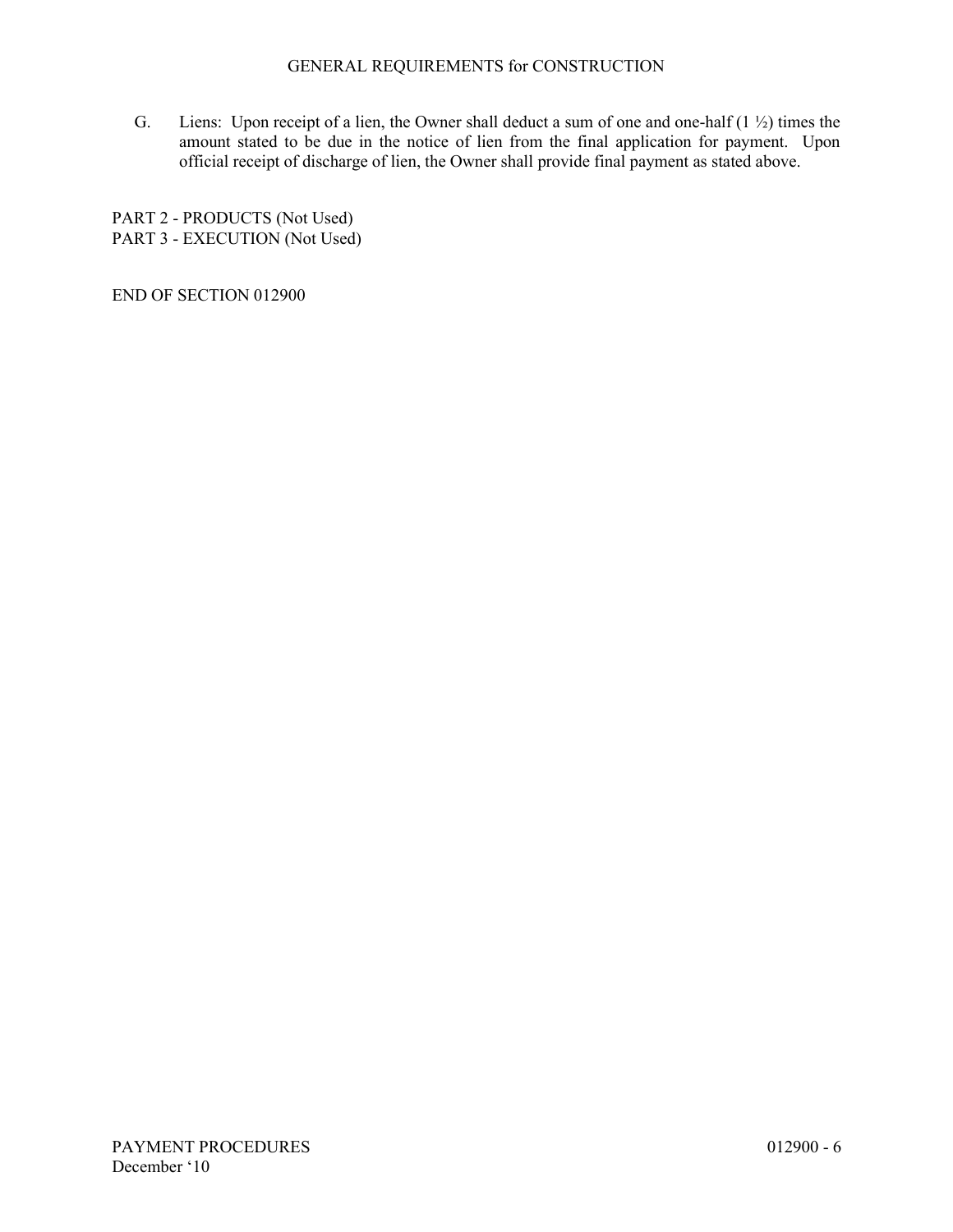G. Liens: Upon receipt of a lien, the Owner shall deduct a sum of one and one-half (1 ½) times the amount stated to be due in the notice of lien from the final application for payment. Upon official receipt of discharge of lien, the Owner shall provide final payment as stated above.

PART 2 - PRODUCTS (Not Used)
PART 3 - EXECUTION (Not Used)

END OF SECTION 012900